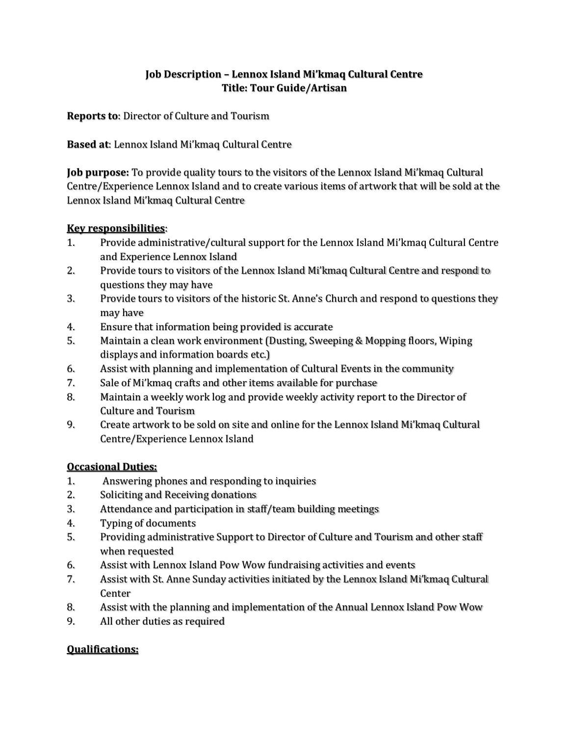# Job Description – Lennox Island Mi'kmaq Cultural Centre
## Title: Tour Guide/Artisan

**Reports to**: Director of Culture and Tourism

**Based at**: Lennox Island Mi'kmaq Cultural Centre

**Job purpose:** To provide quality tours to the visitors of the Lennox Island Mi'kmaq Cultural Centre/Experience Lennox Island and to create various items of artwork that will be sold at the Lennox Island Mi'kmaq Cultural Centre

**Key responsibilities**:

1. Provide administrative/cultural support for the Lennox Island Mi'kmaq Cultural Centre and Experience Lennox Island
2. Provide tours to visitors of the Lennox Island Mi'kmaq Cultural Centre and respond to questions they may have
3. Provide tours to visitors of the historic St. Anne's Church and respond to questions they may have
4. Ensure that information being provided is accurate
5. Maintain a clean work environment (Dusting, Sweeping & Mopping floors, Wiping displays and information boards etc.)
6. Assist with planning and implementation of Cultural Events in the community
7. Sale of Mi'kmaq crafts and other items available for purchase
8. Maintain a weekly work log and provide weekly activity report to the Director of Culture and Tourism
9. Create artwork to be sold on site and online for the Lennox Island Mi'kmaq Cultural Centre/Experience Lennox Island

**Occasional Duties:**

1. Answering phones and responding to inquiries
2. Soliciting and Receiving donations
3. Attendance and participation in staff/team building meetings
4. Typing of documents
5. Providing administrative Support to Director of Culture and Tourism and other staff when requested
6. Assist with Lennox Island Pow Wow fundraising activities and events
7. Assist with St. Anne Sunday activities initiated by the Lennox Island Mi'kmaq Cultural Center
8. Assist with the planning and implementation of the Annual Lennox Island Pow Wow
9. All other duties as required

**Qualifications:**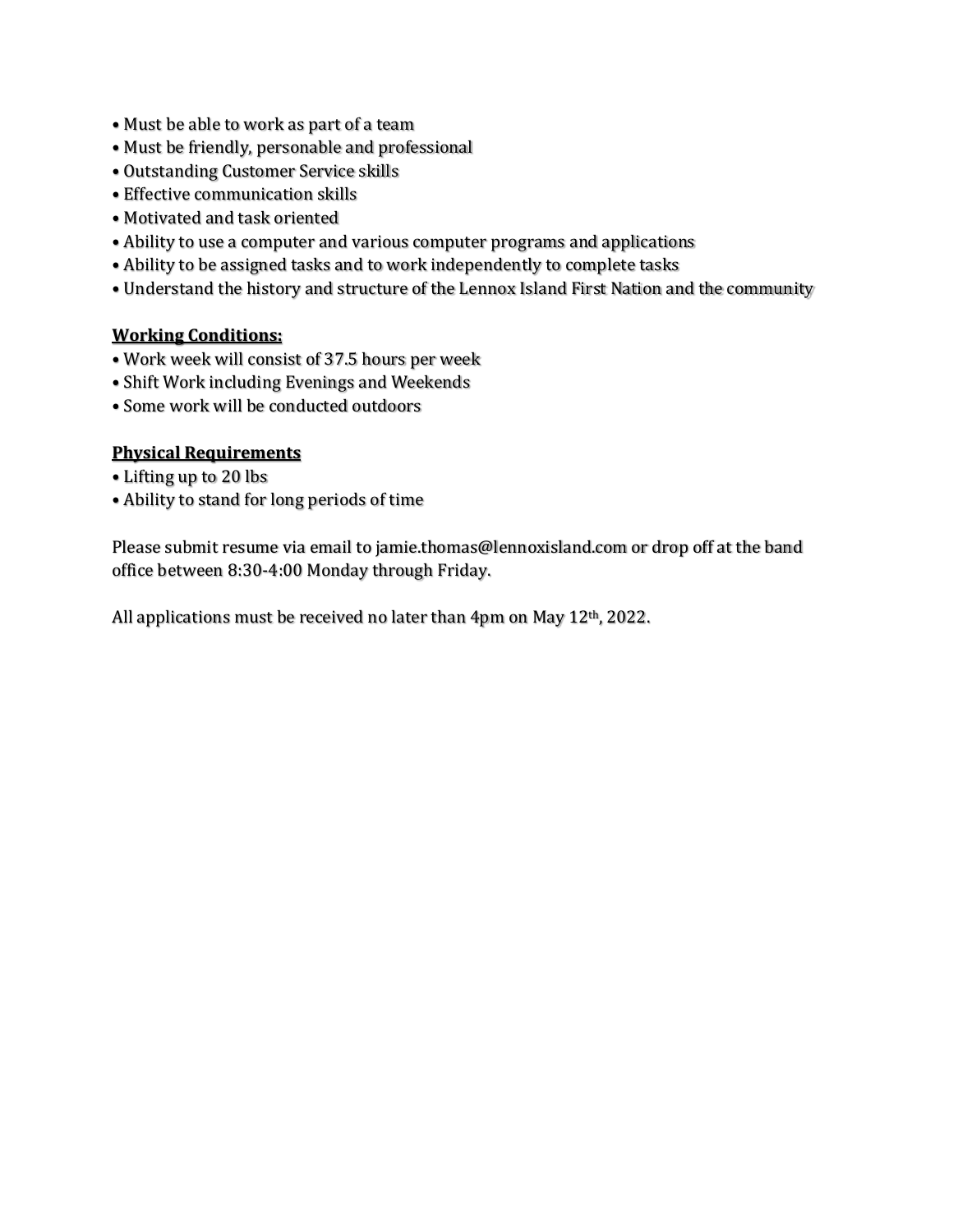- Must be able to work as part of a team
- Must be friendly, personable and professional
- Outstanding Customer Service skills
- Effective communication skills
- Motivated and task oriented
- Ability to use a computer and various computer programs and applications
- Ability to be assigned tasks and to work independently to complete tasks
- Understand the history and structure of the Lennox Island First Nation and the community

**Working Conditions:**

- Work week will consist of 37.5 hours per week
- Shift Work including Evenings and Weekends
- Some work will be conducted outdoors

**Physical Requirements**

- Lifting up to 20 lbs
- Ability to stand for long periods of time

Please submit resume via email to jamie.thomas@lennoxisland.com or drop off at the band office between 8:30-4:00 Monday through Friday.

All applications must be received no later than 4pm on May 12th, 2022.